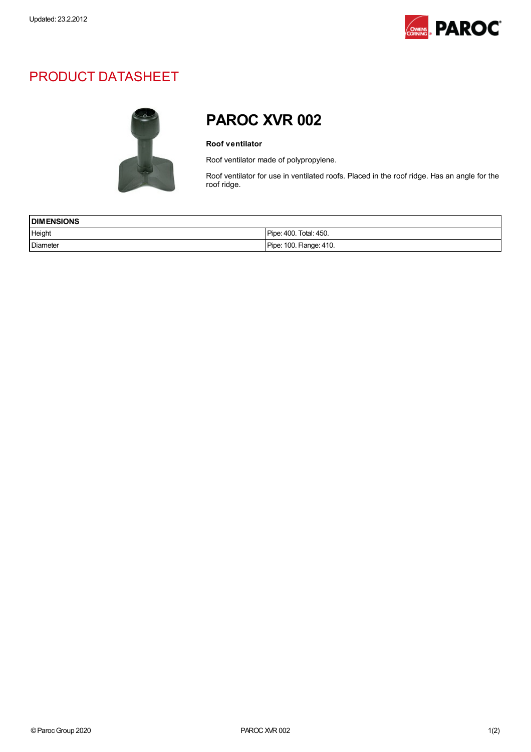Updated: 23.2.2012

# PRODUCT DATASHEET

## PAROC XVR 002

**Roof ventilator**

Roof ventilator made of polypropylene.

Roof ventilator for use in ventilated roofs. Placed in the roof ridge. Has an angle for the roof ridge.

| **DIMENSIONS** | |
|---|---|
| Height | Pipe: 400. Total: 450. |
| Diameter | Pipe: 100. Flange: 410. |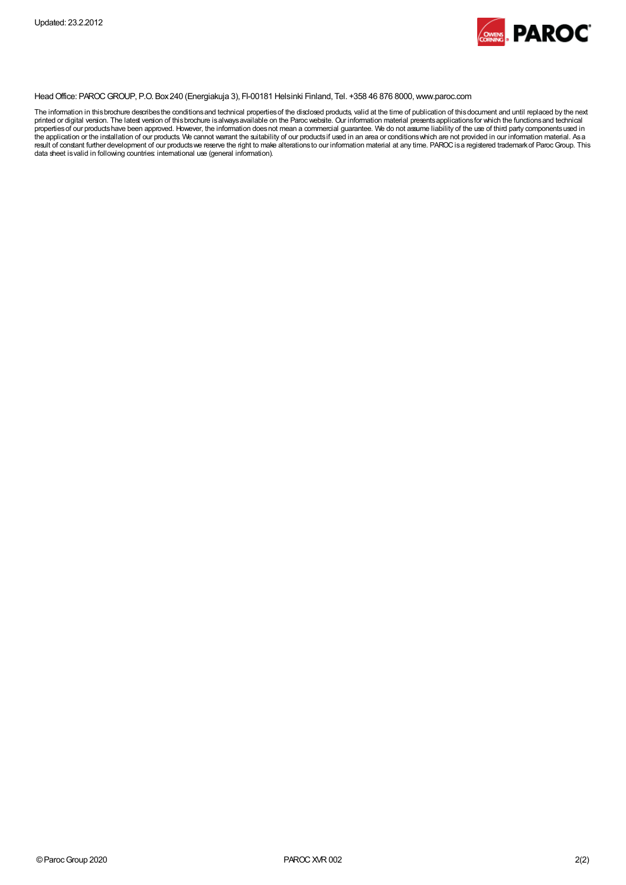Updated: 23.2.2012

Head Office: PAROC GROUP, P.O. Box 240 (Energiakuja 3), FI-00181 Helsinki Finland, Tel. +358 46 876 8000, www.paroc.com

The information in this brochure describes the conditions and technical properties of the disclosed products, valid at the time of publication of this document and until replaced by the next printed or digital version. The latest version of this brochure is always available on the Paroc website. Our information material presents applications for which the functions and technical properties of our products have been approved. However, the information does not mean a commercial guarantee. We do not assume liability of the use of third party components used in the application or the installation of our products. We cannot warrant the suitability of our products if used in an area or conditions which are not provided in our information material. As a result of constant further development of our products we reserve the right to make alterations to our information material at any time. PAROC is a registered trademark of Paroc Group. This data sheet is valid in following countries: international use (general information).

© Paroc Group 2020

PAROC XVR 002